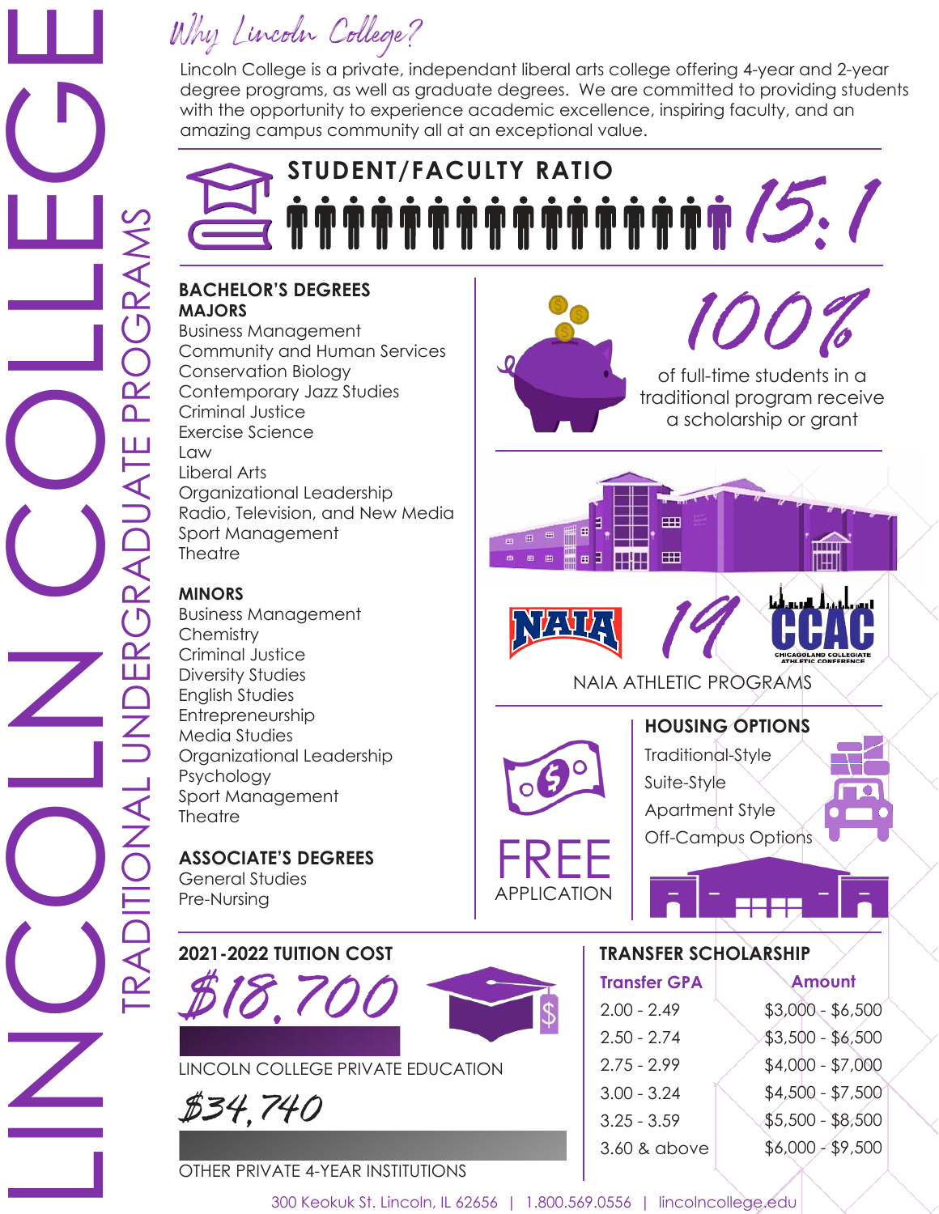# LINCOLN COLLEGE

## TRADITIONAL UNDERGRADUATE PROGRAMS

### Why Lincoln College?

Lincoln College is a private, independant liberal arts college offering 4-year and 2-year degree programs, as well as graduate degrees. We are committed to providing students with the opportunity to experience academic excellence, inspiring faculty, and an amazing campus community all at an exceptional value.

**STUDENT/FACULTY RATIO**

15:1

**BACHELOR'S DEGREES**

**MAJORS**

- Business Management
- Community and Human Services
- Conservation Biology
- Contemporary Jazz Studies
- Criminal Justice
- Exercise Science
- Law
- Liberal Arts
- Organizational Leadership
- Radio, Television, and New Media
- Sport Management
- Theatre

**MINORS**

- Business Management
- Chemistry
- Criminal Justice
- Diversity Studies
- English Studies
- Entrepreneurship
- Media Studies
- Organizational Leadership
- Psychology
- Sport Management
- Theatre

**ASSOCIATE'S DEGREES**

- General Studies
- Pre-Nursing

**100%** of full-time students in a traditional program receive a scholarship or grant

NAIA **19** CCAC (Chicagoland Collegiate Athletic Conference)

NAIA ATHLETIC PROGRAMS

**FREE** APPLICATION

**HOUSING OPTIONS**

- Traditional-Style
- Suite-Style
- Apartment Style
- Off-Campus Options

**2021-2022 TUITION COST**

**$18,700**
LINCOLN COLLEGE PRIVATE EDUCATION

**$34,740**
OTHER PRIVATE 4-YEAR INSTITUTIONS

**TRANSFER SCHOLARSHIP**

| Transfer GPA | Amount |
|---|---|
| 2.00 - 2.49 | $3,000 - $6,500 |
| 2.50 - 2.74 | $3,500 - $6,500 |
| 2.75 - 2.99 | $4,000 - $7,000 |
| 3.00 - 3.24 | $4,500 - $7,500 |
| 3.25 - 3.59 | $5,500 - $8,500 |
| 3.60 & above | $6,000 - $9,500 |

300 Keokuk St. Lincoln, IL 62656 | 1.800.569.0556 | lincolncollege.edu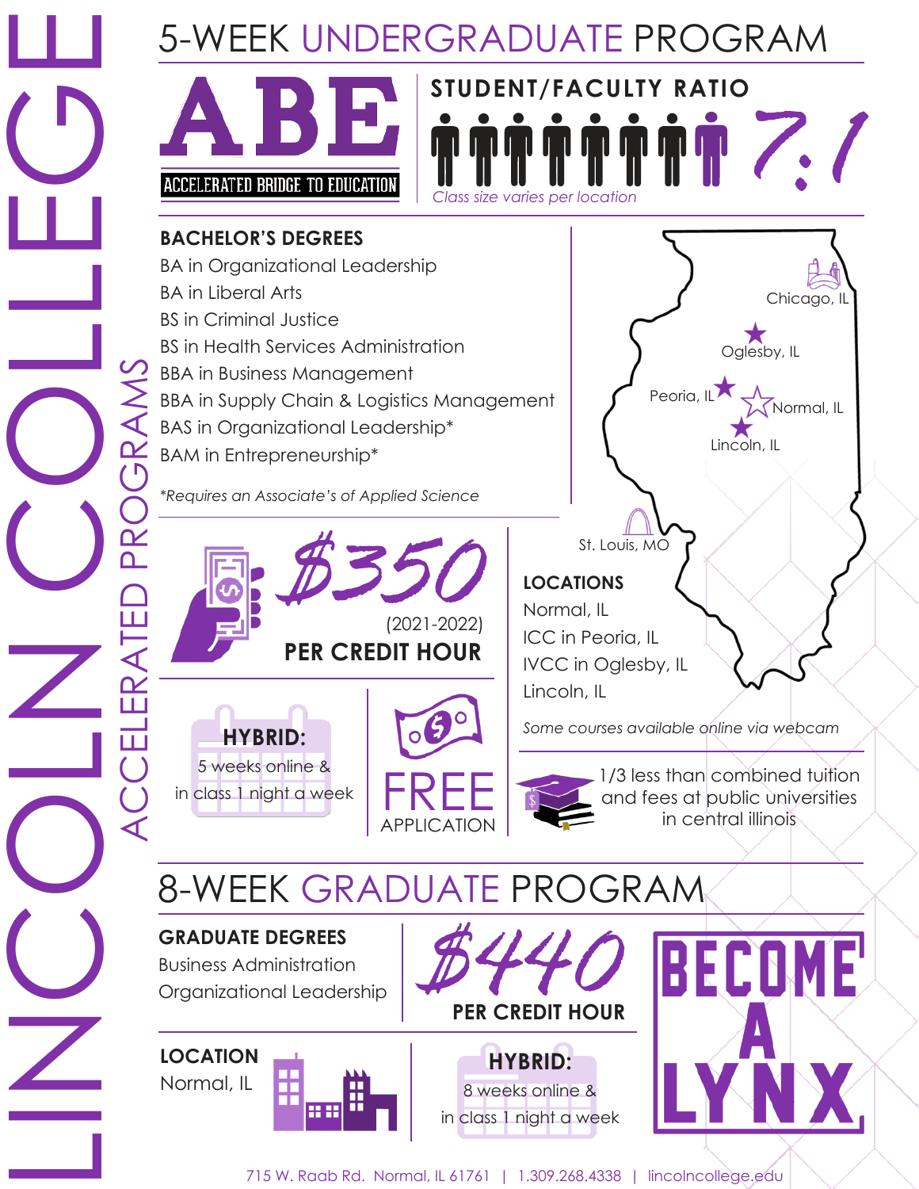# LINCOLN COLLEGE

## ACCELERATED PROGRAMS

## 5-WEEK UNDERGRADUATE PROGRAM

**ABE**

ACCELERATED BRIDGE TO EDUCATION

**STUDENT/FACULTY RATIO**

7:1

*Class size varies per location*

**BACHELOR'S DEGREES**

- BA in Organizational Leadership
- BA in Liberal Arts
- BS in Criminal Justice
- BS in Health Services Administration
- BBA in Business Management
- BBA in Supply Chain & Logistics Management
- BAS in Organizational Leadership*
- BAM in Entrepreneurship*

*Requires an Associate's of Applied Science

Chicago, IL
Oglesby, IL
Peoria, IL
Normal, IL
Lincoln, IL
St. Louis, MO

**$350**

(2021-2022)

**PER CREDIT HOUR**

**LOCATIONS**

- Normal, IL
- ICC in Peoria, IL
- IVCC in Oglesby, IL
- Lincoln, IL

*Some courses available online via webcam*

**HYBRID:**
5 weeks online & in class 1 night a week

**FREE APPLICATION**

1/3 less than combined tuition and fees at public universities in central illinois

## 8-WEEK GRADUATE PROGRAM

**GRADUATE DEGREES**

- Business Administration
- Organizational Leadership

**$440**

**PER CREDIT HOUR**

**LOCATION**

Normal, IL

**HYBRID:**
8 weeks online & in class 1 night a week

**BECOME A LYNX**

715 W. Raab Rd. Normal, IL 61761 | 1.309.268.4338 | lincolncollege.edu